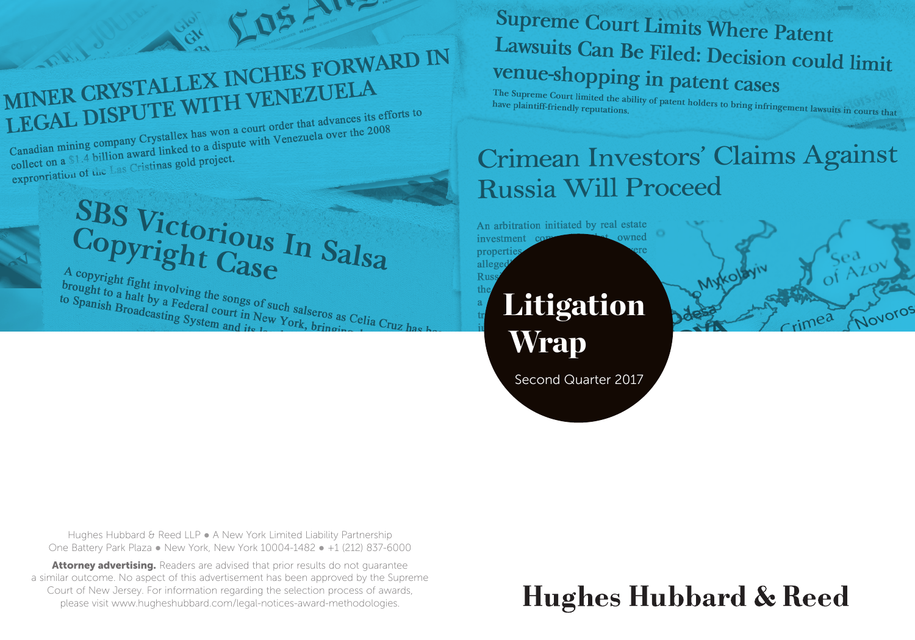# Litigation Wrap

Second Quarter 2017

Hughes Hubbard & Reed LLP ● A New York Limited Liability Partnership
One Battery Park Plaza ● New York, New York 10004-1482 ● +1 (212) 837-6000

**Attorney advertising.** Readers are advised that prior results do not guarantee a similar outcome. No aspect of this advertisement has been approved by the Supreme Court of New Jersey. For information regarding the selection process of awards, please visit www.hugheshubbard.com/legal-notices-award-methodologies.

Hughes Hubbard & Reed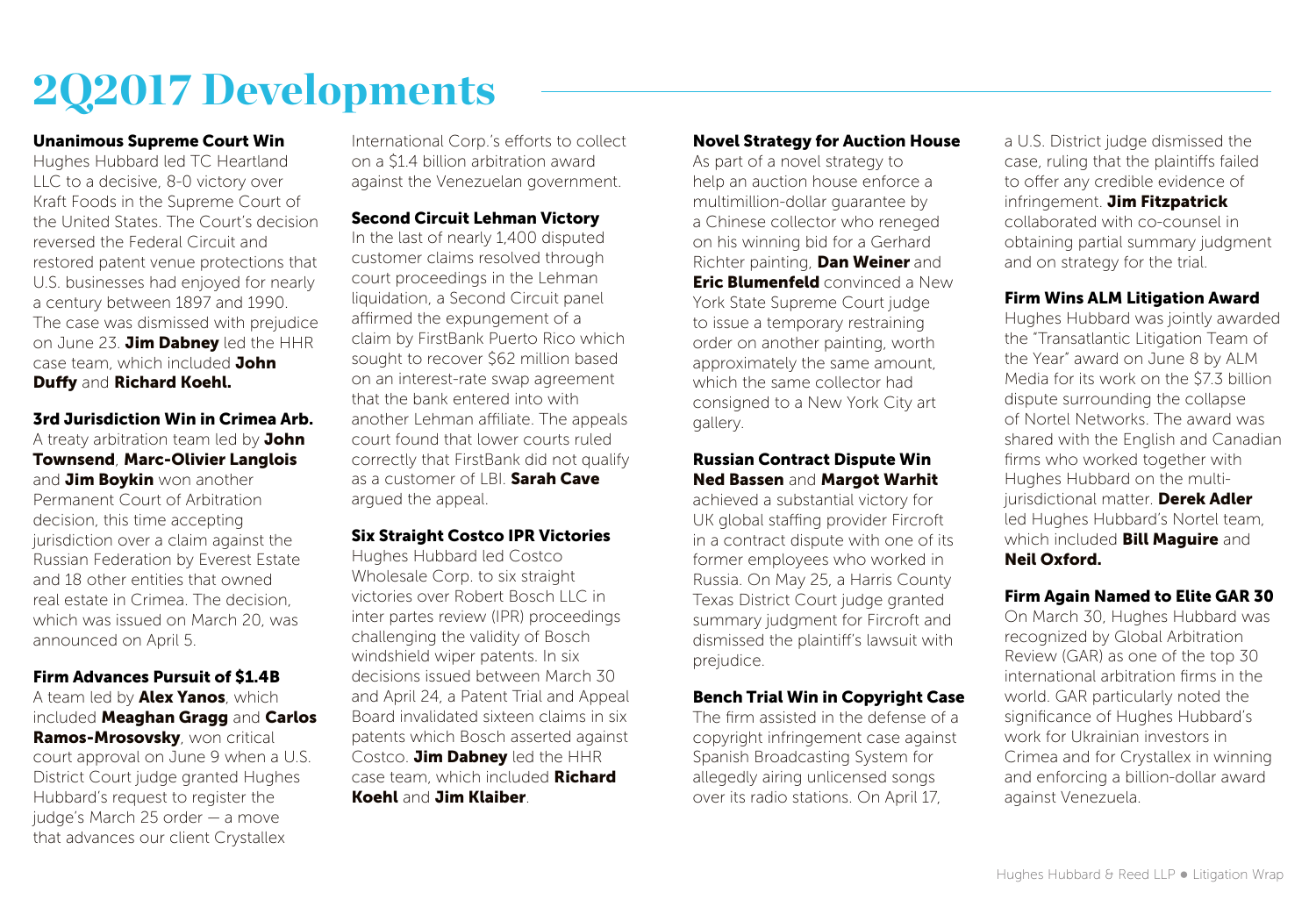# 2Q2017 Developments

### Unanimous Supreme Court Win

Hughes Hubbard led TC Heartland LLC to a decisive, 8-0 victory over Kraft Foods in the Supreme Court of the United States. The Court's decision reversed the Federal Circuit and restored patent venue protections that U.S. businesses had enjoyed for nearly a century between 1897 and 1990. The case was dismissed with prejudice on June 23. **Jim Dabney** led the HHR case team, which included **John Duffy** and **Richard Koehl.**

### 3rd Jurisdiction Win in Crimea Arb.

A treaty arbitration team led by **John Townsend**, **Marc-Olivier Langlois** and **Jim Boykin** won another Permanent Court of Arbitration decision, this time accepting jurisdiction over a claim against the Russian Federation by Everest Estate and 18 other entities that owned real estate in Crimea. The decision, which was issued on March 20, was announced on April 5.

### Firm Advances Pursuit of $1.4B

A team led by **Alex Yanos**, which included **Meaghan Gragg** and **Carlos Ramos-Mrosovsky**, won critical court approval on June 9 when a U.S. District Court judge granted Hughes Hubbard's request to register the judge's March 25 order — a move that advances our client Crystallex International Corp.'s efforts to collect on a $1.4 billion arbitration award against the Venezuelan government.

### Second Circuit Lehman Victory

In the last of nearly 1,400 disputed customer claims resolved through court proceedings in the Lehman liquidation, a Second Circuit panel affirmed the expungement of a claim by FirstBank Puerto Rico which sought to recover $62 million based on an interest-rate swap agreement that the bank entered into with another Lehman affiliate. The appeals court found that lower courts ruled correctly that FirstBank did not qualify as a customer of LBI. **Sarah Cave** argued the appeal.

### Six Straight Costco IPR Victories

Hughes Hubbard led Costco Wholesale Corp. to six straight victories over Robert Bosch LLC in inter partes review (IPR) proceedings challenging the validity of Bosch windshield wiper patents. In six decisions issued between March 30 and April 24, a Patent Trial and Appeal Board invalidated sixteen claims in six patents which Bosch asserted against Costco. **Jim Dabney** led the HHR case team, which included **Richard Koehl** and **Jim Klaiber**.

### Novel Strategy for Auction House

As part of a novel strategy to help an auction house enforce a multimillion-dollar guarantee by a Chinese collector who reneged on his winning bid for a Gerhard Richter painting, **Dan Weiner** and **Eric Blumenfeld** convinced a New York State Supreme Court judge to issue a temporary restraining order on another painting, worth approximately the same amount, which the same collector had consigned to a New York City art gallery.

### Russian Contract Dispute Win

**Ned Bassen** and **Margot Warhit** achieved a substantial victory for UK global staffing provider Fircroft in a contract dispute with one of its former employees who worked in Russia. On May 25, a Harris County Texas District Court judge granted summary judgment for Fircroft and dismissed the plaintiff's lawsuit with prejudice.

### Bench Trial Win in Copyright Case

The firm assisted in the defense of a copyright infringement case against Spanish Broadcasting System for allegedly airing unlicensed songs over its radio stations. On April 17, a U.S. District judge dismissed the case, ruling that the plaintiffs failed to offer any credible evidence of infringement. **Jim Fitzpatrick** collaborated with co-counsel in obtaining partial summary judgment and on strategy for the trial.

### Firm Wins ALM Litigation Award

Hughes Hubbard was jointly awarded the "Transatlantic Litigation Team of the Year" award on June 8 by ALM Media for its work on the $7.3 billion dispute surrounding the collapse of Nortel Networks. The award was shared with the English and Canadian firms who worked together with Hughes Hubbard on the multi-jurisdictional matter. **Derek Adler** led Hughes Hubbard's Nortel team, which included **Bill Maguire** and **Neil Oxford.**

### Firm Again Named to Elite GAR 30

On March 30, Hughes Hubbard was recognized by Global Arbitration Review (GAR) as one of the top 30 international arbitration firms in the world. GAR particularly noted the significance of Hughes Hubbard's work for Ukrainian investors in Crimea and for Crystallex in winning and enforcing a billion-dollar award against Venezuela.